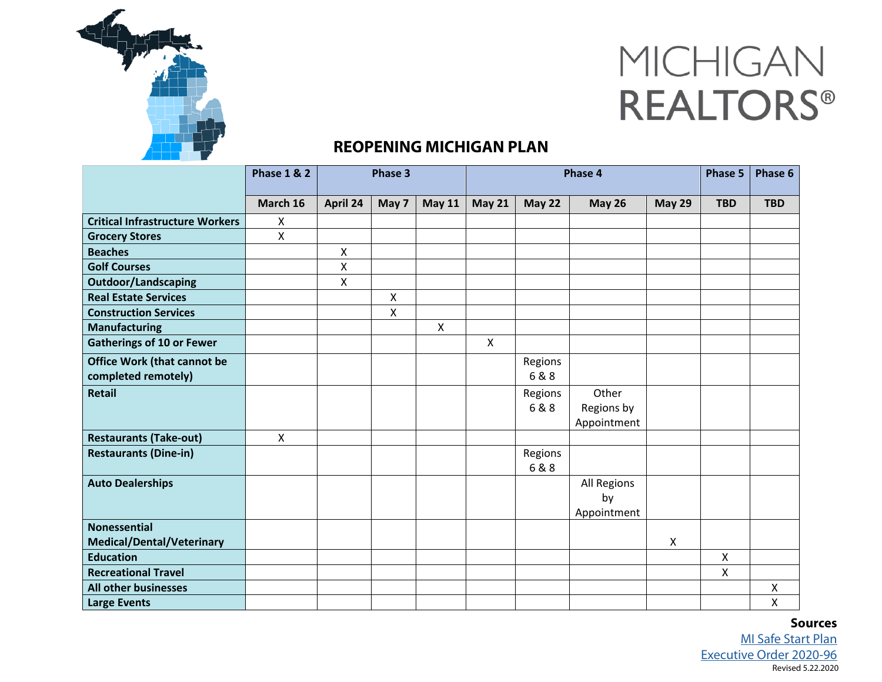MICHIGAN REALTORS®

# REOPENING MICHIGAN PLAN

| | Phase 1 & 2 | Phase 3 | | | Phase 4 | | | | Phase 5 | Phase 6 |
|---|---|---|---|---|---|---|---|---|---|---|
| | March 16 | April 24 | May 7 | May 11 | May 21 | May 22 | May 26 | May 29 | TBD | TBD |
| **Critical Infrastructure Workers** | X | | | | | | | | | |
| **Grocery Stores** | X | | | | | | | | | |
| **Beaches** | | X | | | | | | | | |
| **Golf Courses** | | X | | | | | | | | |
| **Outdoor/Landscaping** | | X | | | | | | | | |
| **Real Estate Services** | | | X | | | | | | | |
| **Construction Services** | | | X | | | | | | | |
| **Manufacturing** | | | | X | | | | | | |
| **Gatherings of 10 or Fewer** | | | | | X | | | | | |
| **Office Work (that cannot be completed remotely)** | | | | | | Regions 6 & 8 | | | | |
| **Retail** | | | | | | Regions 6 & 8 | Other Regions by Appointment | | | |
| **Restaurants (Take-out)** | X | | | | | | | | | |
| **Restaurants (Dine-in)** | | | | | | Regions 6 & 8 | | | | |
| **Auto Dealerships** | | | | | | | All Regions by Appointment | | | |
| **Nonessential Medical/Dental/Veterinary** | | | | | | | | X | | |
| **Education** | | | | | | | | | X | |
| **Recreational Travel** | | | | | | | | | X | |
| **All other businesses** | | | | | | | | | | X |
| **Large Events** | | | | | | | | | | X |

**Sources**

[MI Safe Start Plan](MI Safe Start Plan)

[Executive Order 2020-96](Executive Order 2020-96)

Revised 5.22.2020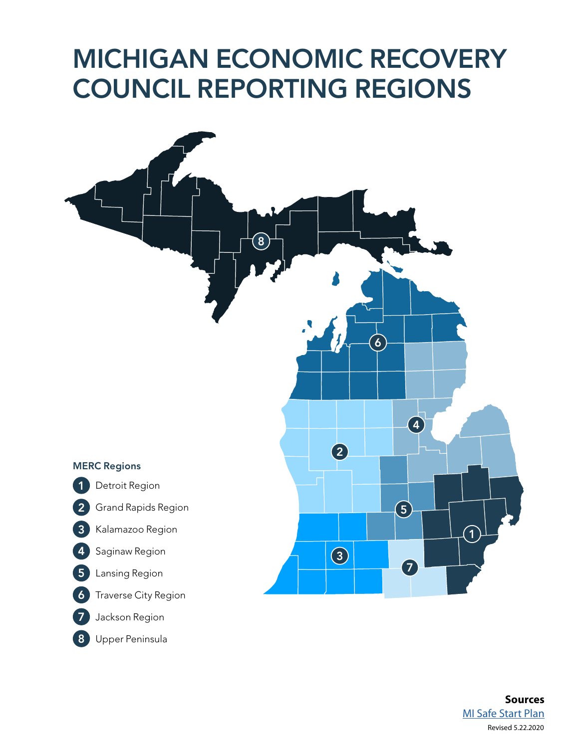# MICHIGAN ECONOMIC RECOVERY COUNCIL REPORTING REGIONS

8

6

4

2

5

1

3

7

**MERC Regions**

1 Detroit Region

2 Grand Rapids Region

3 Kalamazoo Region

4 Saginaw Region

5 Lansing Region

6 Traverse City Region

7 Jackson Region

8 Upper Peninsula

**Sources**

[MI Safe Start Plan]

Revised 5.22.2020